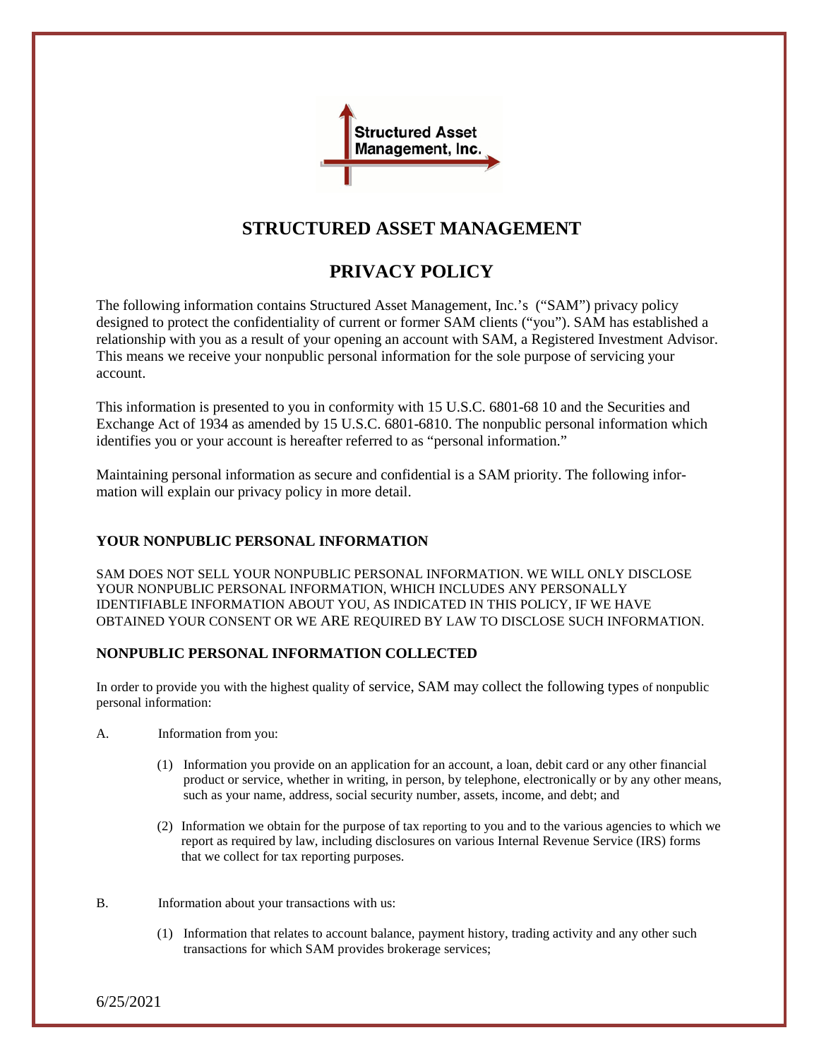# STRUCTURED ASSET MANAGEMENT

# PRIVACY POLICY

The following information contains Structured Asset Management, Inc.'s ("SAM") privacy policy designed to protect the confidentiality of current or former SAM clients ("you"). SAM has established a relationship with you as a result of your opening an account with SAM, a Registered Investment Advisor. This means we receive your nonpublic personal information for the sole purpose of servicing your account.

This information is presented to you in conformity with 15 U.S.C. 6801-68 10 and the Securities and Exchange Act of 1934 as amended by 15 U.S.C. 6801-6810. The nonpublic personal information which identifies you or your account is hereafter referred to as "personal information."

Maintaining personal information as secure and confidential is a SAM priority. The following information will explain our privacy policy in more detail.

## YOUR NONPUBLIC PERSONAL INFORMATION

SAM DOES NOT SELL YOUR NONPUBLIC PERSONAL INFORMATION. WE WILL ONLY DISCLOSE YOUR NONPUBLIC PERSONAL INFORMATION, WHICH INCLUDES ANY PERSONALLY IDENTIFIABLE INFORMATION ABOUT YOU, AS INDICATED IN THIS POLICY, IF WE HAVE OBTAINED YOUR CONSENT OR WE ARE REQUIRED BY LAW TO DISCLOSE SUCH INFORMATION.

## NONPUBLIC PERSONAL INFORMATION COLLECTED

In order to provide you with the highest quality of service, SAM may collect the following types of nonpublic personal information:

A. Information from you:

(1) Information you provide on an application for an account, a loan, debit card or any other financial product or service, whether in writing, in person, by telephone, electronically or by any other means, such as your name, address, social security number, assets, income, and debt; and

(2) Information we obtain for the purpose of tax reporting to you and to the various agencies to which we report as required by law, including disclosures on various Internal Revenue Service (IRS) forms that we collect for tax reporting purposes.

B. Information about your transactions with us:

(1) Information that relates to account balance, payment history, trading activity and any other such transactions for which SAM provides brokerage services;

6/25/2021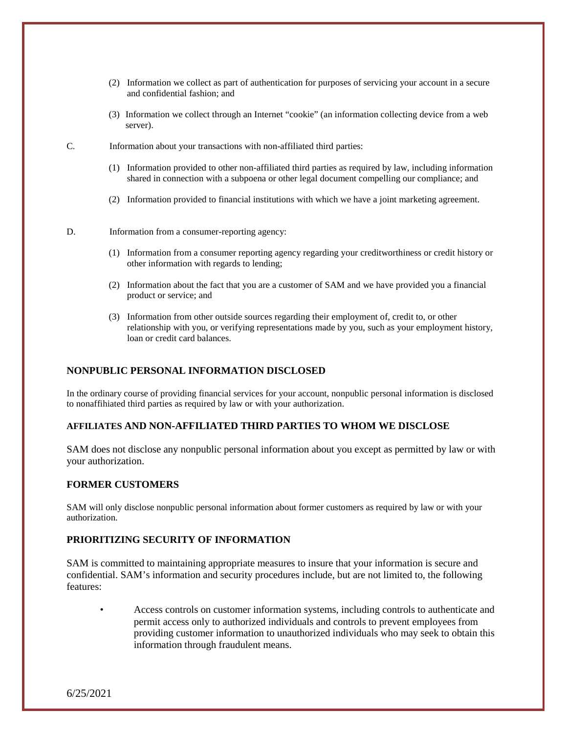(2) Information we collect as part of authentication for purposes of servicing your account in a secure and confidential fashion; and

(3) Information we collect through an Internet "cookie" (an information collecting device from a web server).

C. Information about your transactions with non-affiliated third parties:

(1) Information provided to other non-affiliated third parties as required by law, including information shared in connection with a subpoena or other legal document compelling our compliance; and

(2) Information provided to financial institutions with which we have a joint marketing agreement.

D. Information from a consumer-reporting agency:

(1) Information from a consumer reporting agency regarding your creditworthiness or credit history or other information with regards to lending;

(2) Information about the fact that you are a customer of SAM and we have provided you a financial product or service; and

(3) Information from other outside sources regarding their employment of, credit to, or other relationship with you, or verifying representations made by you, such as your employment history, loan or credit card balances.

## NONPUBLIC PERSONAL INFORMATION DISCLOSED

In the ordinary course of providing financial services for your account, nonpublic personal information is disclosed to nonaffihiated third parties as required by law or with your authorization.

## AFFILIATES AND NON-AFFILIATED THIRD PARTIES TO WHOM WE DISCLOSE

SAM does not disclose any nonpublic personal information about you except as permitted by law or with your authorization.

## FORMER CUSTOMERS

SAM will only disclose nonpublic personal information about former customers as required by law or with your authorization.

## PRIORITIZING SECURITY OF INFORMATION

SAM is committed to maintaining appropriate measures to insure that your information is secure and confidential. SAM's information and security procedures include, but are not limited to, the following features:

- Access controls on customer information systems, including controls to authenticate and permit access only to authorized individuals and controls to prevent employees from providing customer information to unauthorized individuals who may seek to obtain this information through fraudulent means.

6/25/2021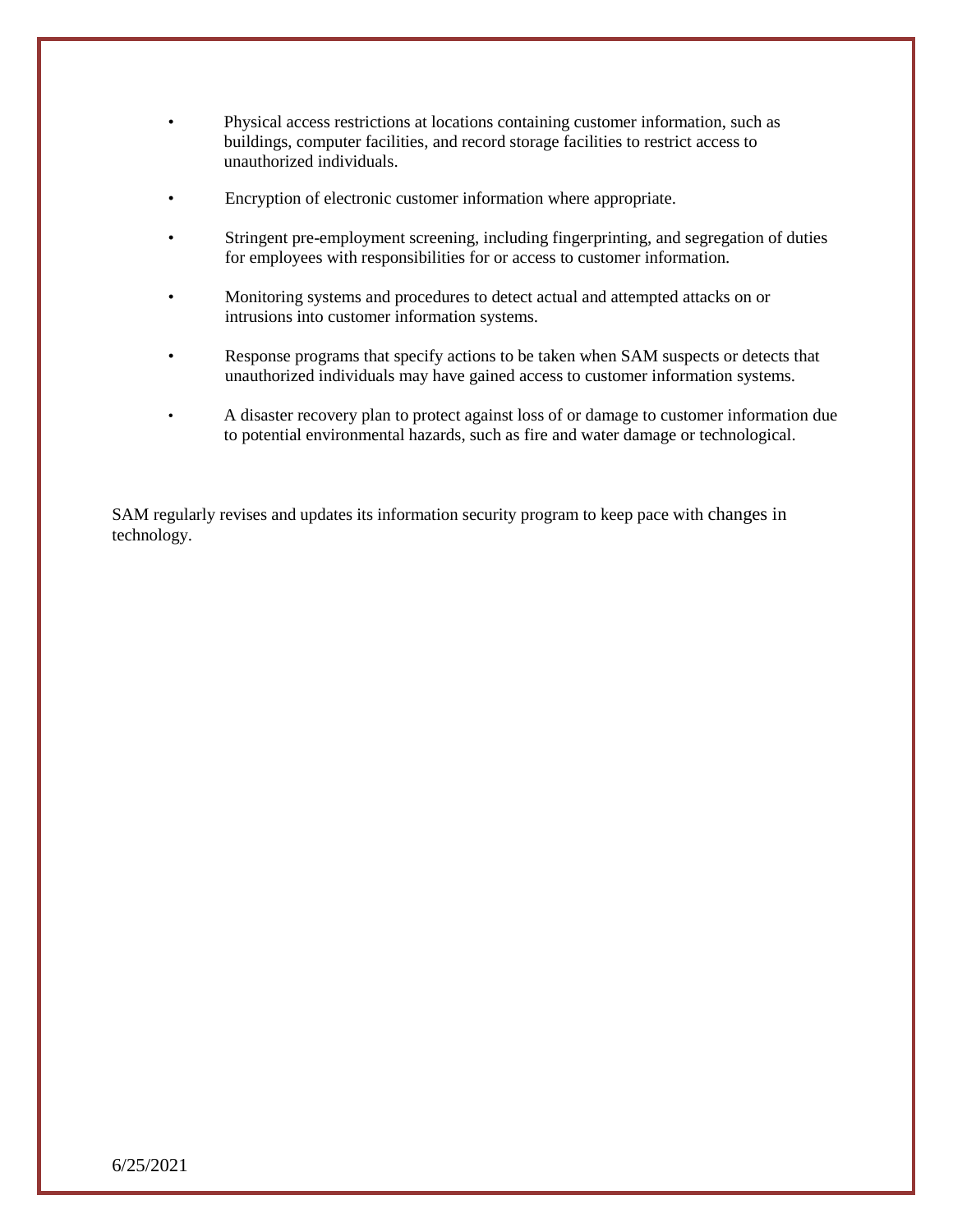- Physical access restrictions at locations containing customer information, such as buildings, computer facilities, and record storage facilities to restrict access to unauthorized individuals.
- Encryption of electronic customer information where appropriate.
- Stringent pre-employment screening, including fingerprinting, and segregation of duties for employees with responsibilities for or access to customer information.
- Monitoring systems and procedures to detect actual and attempted attacks on or intrusions into customer information systems.
- Response programs that specify actions to be taken when SAM suspects or detects that unauthorized individuals may have gained access to customer information systems.
- A disaster recovery plan to protect against loss of or damage to customer information due to potential environmental hazards, such as fire and water damage or technological.

SAM regularly revises and updates its information security program to keep pace with changes in technology.

6/25/2021